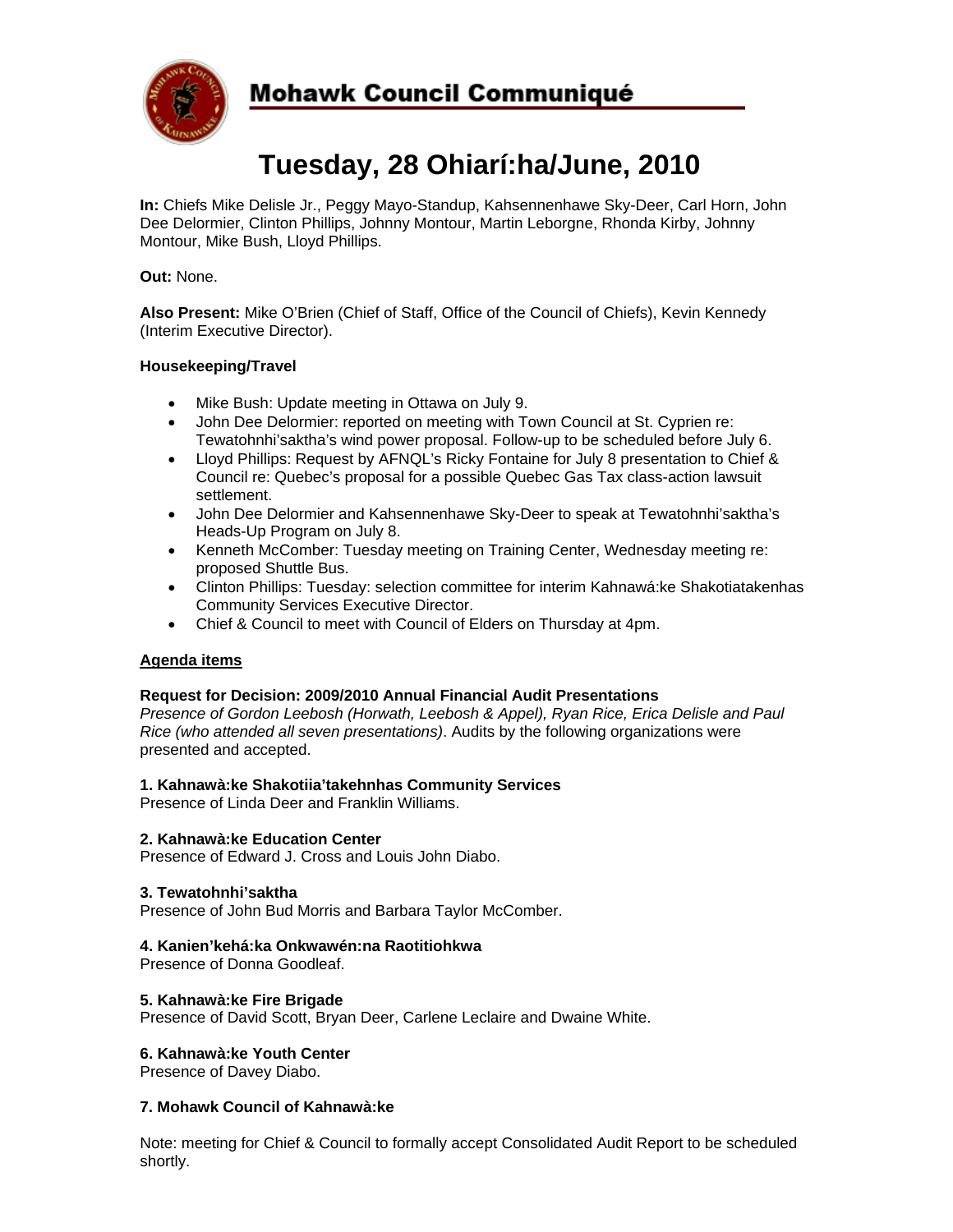# Mohawk Council Communiqué

# Tuesday, 28 Ohiarí:ha/June, 2010

**In:** Chiefs Mike Delisle Jr., Peggy Mayo-Standup, Kahsennenhawe Sky-Deer, Carl Horn, John Dee Delormier, Clinton Phillips, Johnny Montour, Martin Leborgne, Rhonda Kirby, Johnny Montour, Mike Bush, Lloyd Phillips.

**Out:** None.

**Also Present:** Mike O'Brien (Chief of Staff, Office of the Council of Chiefs), Kevin Kennedy (Interim Executive Director).

**Housekeeping/Travel**

- Mike Bush: Update meeting in Ottawa on July 9.
- John Dee Delormier: reported on meeting with Town Council at St. Cyprien re: Tewatohnhi'saktha's wind power proposal. Follow-up to be scheduled before July 6.
- Lloyd Phillips: Request by AFNQL's Ricky Fontaine for July 8 presentation to Chief & Council re: Quebec's proposal for a possible Quebec Gas Tax class-action lawsuit settlement.
- John Dee Delormier and Kahsennenhawe Sky-Deer to speak at Tewatohnhi'saktha's Heads-Up Program on July 8.
- Kenneth McComber: Tuesday meeting on Training Center, Wednesday meeting re: proposed Shuttle Bus.
- Clinton Phillips: Tuesday: selection committee for interim Kahnawá:ke Shakotiatakenhas Community Services Executive Director.
- Chief & Council to meet with Council of Elders on Thursday at 4pm.

**Agenda items**

**Request for Decision: 2009/2010 Annual Financial Audit Presentations**
*Presence of Gordon Leebosh (Horwath, Leebosh & Appel), Ryan Rice, Erica Delisle and Paul Rice (who attended all seven presentations)*. Audits by the following organizations were presented and accepted.

**1. Kahnawà:ke Shakotiia'takehnhas Community Services**
Presence of Linda Deer and Franklin Williams.

**2. Kahnawà:ke Education Center**
Presence of Edward J. Cross and Louis John Diabo.

**3. Tewatohnhi'saktha**
Presence of John Bud Morris and Barbara Taylor McComber.

**4. Kanien'kehá:ka Onkwawén:na Raotitiohkwa**
Presence of Donna Goodleaf.

**5. Kahnawà:ke Fire Brigade**
Presence of David Scott, Bryan Deer, Carlene Leclaire and Dwaine White.

**6. Kahnawà:ke Youth Center**
Presence of Davey Diabo.

**7. Mohawk Council of Kahnawà:ke**

Note: meeting for Chief & Council to formally accept Consolidated Audit Report to be scheduled shortly.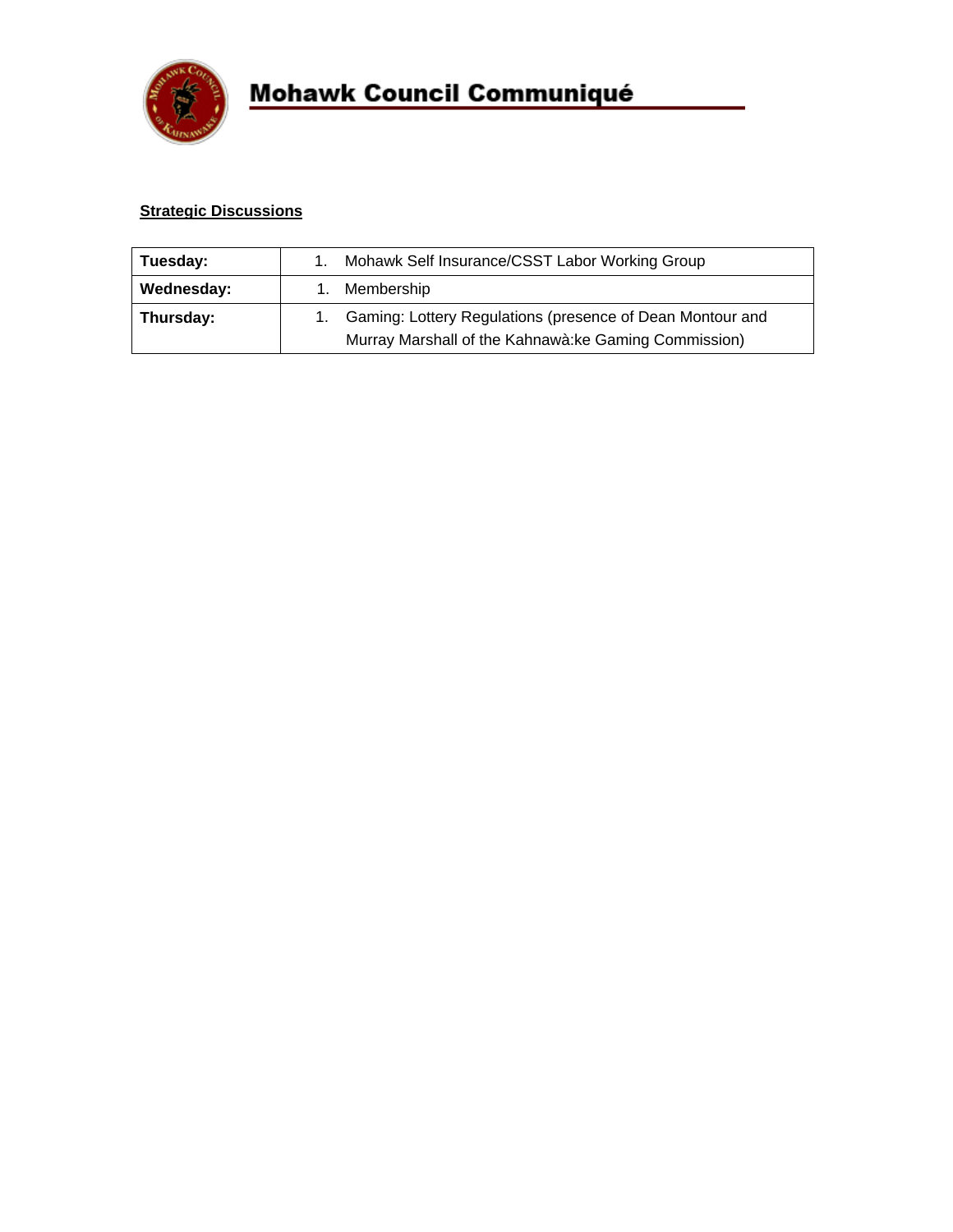# Mohawk Council Communiqué

**Strategic Discussions**

| | |
|---|---|
| **Tuesday:** | 1. Mohawk Self Insurance/CSST Labor Working Group |
| **Wednesday:** | 1. Membership |
| **Thursday:** | 1. Gaming: Lottery Regulations (presence of Dean Montour and Murray Marshall of the Kahnawà:ke Gaming Commission) |